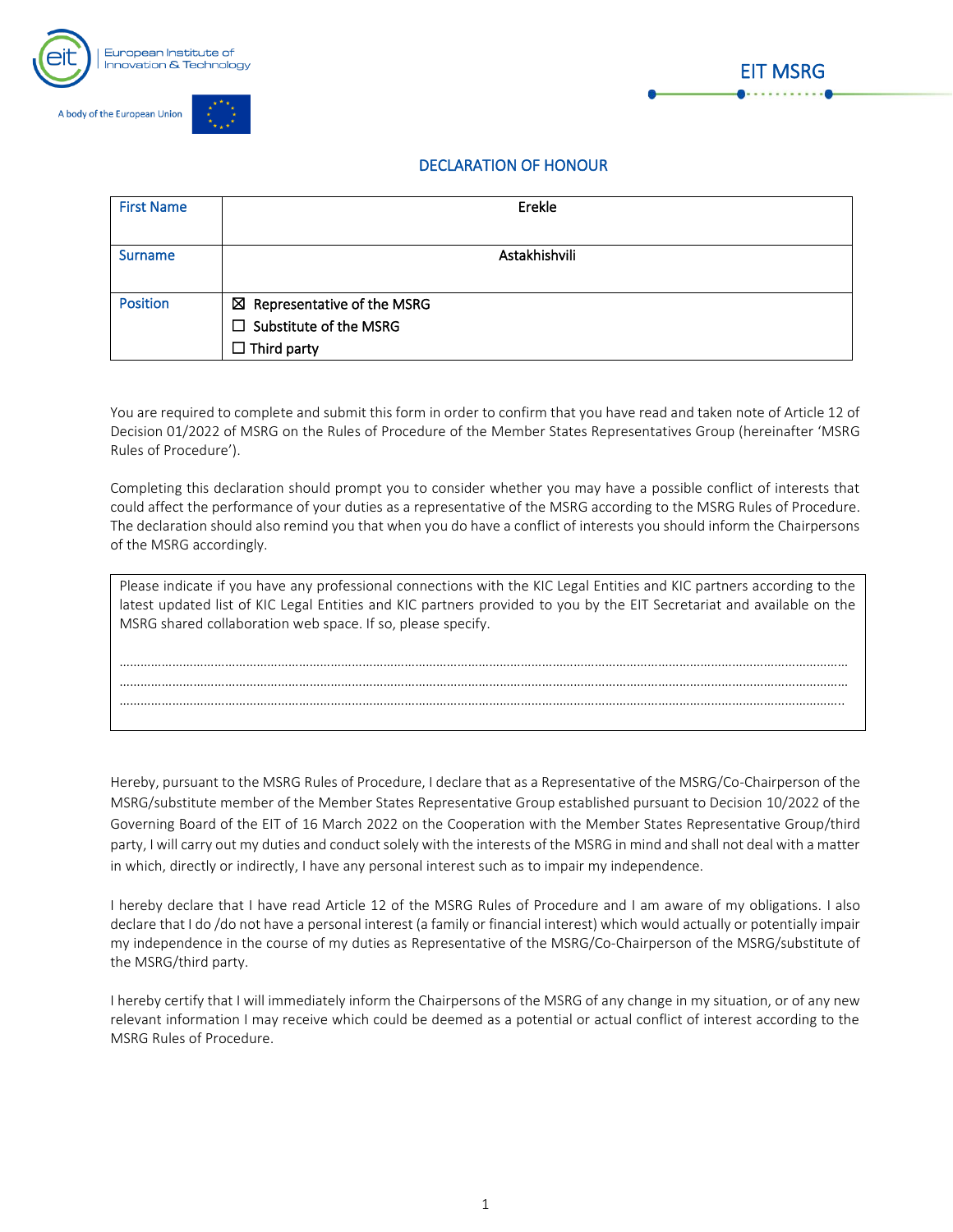European Institute of Innovation & Technology

A body of the European Union

EIT MSRG

## DECLARATION OF HONOUR

| First Name | Erekle |
|---|---|
| Surname | Astakhishvili |
| Position | ☒ Representative of the MSRG<br>☐ Substitute of the MSRG<br>☐ Third party |

You are required to complete and submit this form in order to confirm that you have read and taken note of Article 12 of Decision 01/2022 of MSRG on the Rules of Procedure of the Member States Representatives Group (hereinafter 'MSRG Rules of Procedure').

Completing this declaration should prompt you to consider whether you may have a possible conflict of interests that could affect the performance of your duties as a representative of the MSRG according to the MSRG Rules of Procedure. The declaration should also remind you that when you do have a conflict of interests you should inform the Chairpersons of the MSRG accordingly.

| Please indicate if you have any professional connections with the KIC Legal Entities and KIC partners according to the latest updated list of KIC Legal Entities and KIC partners provided to you by the EIT Secretariat and available on the MSRG shared collaboration web space. If so, please specify.<br><br>…………………………………………………………………………………………………………………………………………………………<br>…………………………………………………………………………………………………………………………………………………………<br>………………………………………………………………………………………………………………………………………………………… |
|---|

Hereby, pursuant to the MSRG Rules of Procedure, I declare that as a Representative of the MSRG/Co-Chairperson of the MSRG/substitute member of the Member States Representative Group established pursuant to Decision 10/2022 of the Governing Board of the EIT of 16 March 2022 on the Cooperation with the Member States Representative Group/third party, I will carry out my duties and conduct solely with the interests of the MSRG in mind and shall not deal with a matter in which, directly or indirectly, I have any personal interest such as to impair my independence.

I hereby declare that I have read Article 12 of the MSRG Rules of Procedure and I am aware of my obligations. I also declare that I do /do not have a personal interest (a family or financial interest) which would actually or potentially impair my independence in the course of my duties as Representative of the MSRG/Co-Chairperson of the MSRG/substitute of the MSRG/third party.

I hereby certify that I will immediately inform the Chairpersons of the MSRG of any change in my situation, or of any new relevant information I may receive which could be deemed as a potential or actual conflict of interest according to the MSRG Rules of Procedure.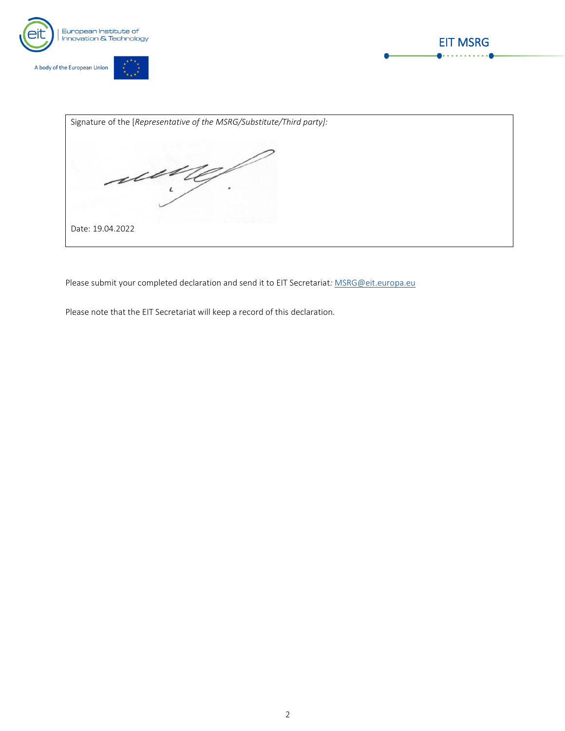Signature of the [*Representative of the MSRG/Substitute/Third party]:*

Date: 19.04.2022

Please submit your completed declaration and send it to EIT Secretariat*:* MSRG@eit.europa.eu

Please note that the EIT Secretariat will keep a record of this declaration.